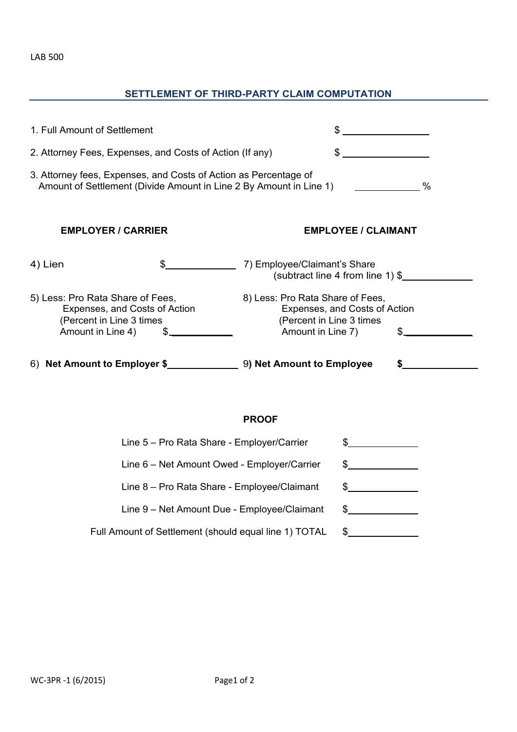LAB 500

## SETTLEMENT OF THIRD-PARTY CLAIM COMPUTATION

1. Full Amount of Settlement $ ______________

2. Attorney Fees, Expenses, and Costs of Action (If any) $ ______________

3. Attorney fees, Expenses, and Costs of Action as Percentage of Amount of Settlement (Divide Amount in Line 2 By Amount in Line 1) ____________ %

| EMPLOYER / CARRIER | | EMPLOYEE / CLAIMANT | |
|---|---|---|---|
| 4) Lien | $____________ | 7) Employee/Claimant's Share (subtract line 4 from line 1) | $____________ |
| 5) Less: Pro Rata Share of Fees, Expenses, and Costs of Action (Percent in Line 3 times Amount in Line 4) | $____________ | 8) Less: Pro Rata Share of Fees, Expenses, and Costs of Action (Percent in Line 3 times Amount in Line 7) | $____________ |
| 6) **Net Amount to Employer** | **$____________** | 9**) Net Amount to Employee** | **$____________** |

### PROOF

| | |
|---|---|
| Line 5 – Pro Rata Share - Employer/Carrier | $____________ |
| Line 6 – Net Amount Owed - Employer/Carrier | $____________ |
| Line 8 – Pro Rata Share - Employee/Claimant | $____________ |
| Line 9 – Net Amount Due - Employee/Claimant | $____________ |
| Full Amount of Settlement (should equal line 1) TOTAL | $____________ |

WC-3PR -1 (6/2015)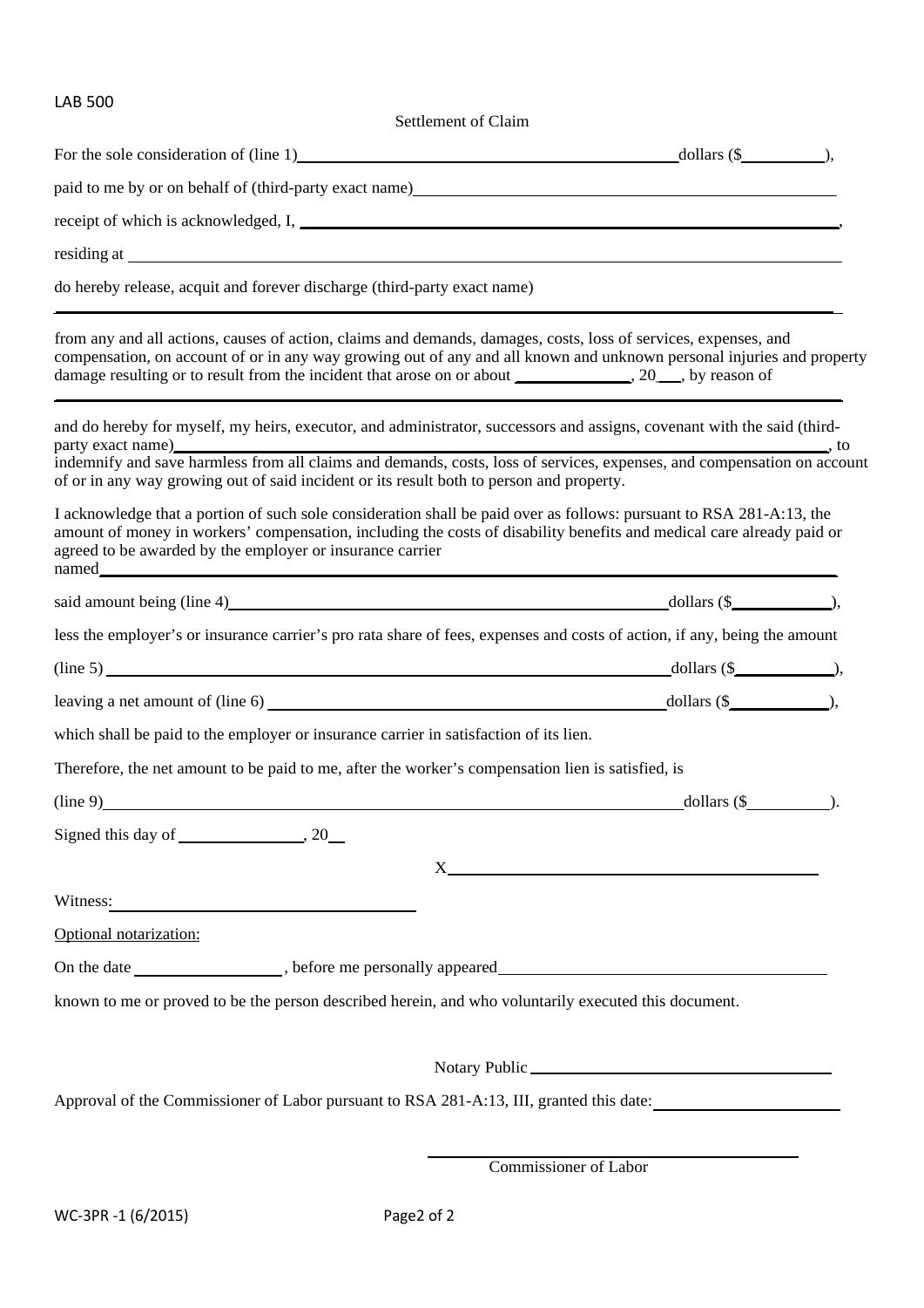LAB 500

Settlement of Claim

For the sole consideration of (line 1)\_\_\_\_\_\_\_\_\_\_\_\_\_\_\_\_\_\_\_\_\_\_\_\_\_\_\_\_\_\_\_\_\_\_\_\_\_\_\_\_ dollars ($\_\_\_\_\_\_\_\_\_\_),

paid to me by or on behalf of (third-party exact name)\_\_\_\_\_\_\_\_\_\_\_\_\_\_\_\_\_\_\_\_\_\_\_\_\_\_\_\_\_\_\_\_\_\_\_\_\_\_\_\_

receipt of which is acknowledged, I, \_\_\_\_\_\_\_\_\_\_\_\_\_\_\_\_\_\_\_\_\_\_\_\_\_\_\_\_\_\_\_\_\_\_\_\_\_\_\_\_\_\_\_\_\_\_\_\_\_\_\_\_\_\_,

residing at \_\_\_\_\_\_\_\_\_\_\_\_\_\_\_\_\_\_\_\_\_\_\_\_\_\_\_\_\_\_\_\_\_\_\_\_\_\_\_\_\_\_\_\_\_\_\_\_\_\_\_\_\_\_\_\_\_\_\_\_\_\_\_\_\_\_\_\_

do hereby release, acquit and forever discharge (third-party exact name)

\_\_\_\_\_\_\_\_\_\_\_\_\_\_\_\_\_\_\_\_\_\_\_\_\_\_\_\_\_\_\_\_\_\_\_\_\_\_\_\_\_\_\_\_\_\_\_\_\_\_\_\_\_\_\_\_\_\_\_\_\_\_\_\_\_\_\_\_\_\_\_\_\_\_\_\_\_\_

from any and all actions, causes of action, claims and demands, damages, costs, loss of services, expenses, and compensation, on account of or in any way growing out of any and all known and unknown personal injuries and property damage resulting or to result from the incident that arose on or about \_\_\_\_\_\_\_\_\_\_\_\_\_\_, 20\_\_\_, by reason of

\_\_\_\_\_\_\_\_\_\_\_\_\_\_\_\_\_\_\_\_\_\_\_\_\_\_\_\_\_\_\_\_\_\_\_\_\_\_\_\_\_\_\_\_\_\_\_\_\_\_\_\_\_\_\_\_\_\_\_\_\_\_\_\_\_\_\_\_\_\_\_\_\_\_\_\_\_\_

and do hereby for myself, my heirs, executor, and administrator, successors and assigns, covenant with the said (third-party exact name)\_\_\_\_\_\_\_\_\_\_\_\_\_\_\_\_\_\_\_\_\_\_\_\_\_\_\_\_\_\_\_\_\_\_\_\_\_\_\_\_\_\_\_\_\_\_\_\_\_\_\_\_\_\_\_\_\_\_\_\_, to indemnify and save harmless from all claims and demands, costs, loss of services, expenses, and compensation on account of or in any way growing out of said incident or its result both to person and property.

I acknowledge that a portion of such sole consideration shall be paid over as follows: pursuant to RSA 281-A:13, the amount of money in workers' compensation, including the costs of disability benefits and medical care already paid or agreed to be awarded by the employer or insurance carrier named\_\_\_\_\_\_\_\_\_\_\_\_\_\_\_\_\_\_\_\_\_\_\_\_\_\_\_\_\_\_\_\_\_\_\_\_\_\_\_\_\_\_\_\_\_\_\_\_\_\_\_\_\_\_\_\_\_\_\_\_\_\_\_\_\_\_\_\_\_\_\_\_\_\_\_\_\_

said amount being (line 4)\_\_\_\_\_\_\_\_\_\_\_\_\_\_\_\_\_\_\_\_\_\_\_\_\_\_\_\_\_\_\_\_\_\_\_\_\_\_\_\_\_\_\_\_\_\_\_ dollars ($\_\_\_\_\_\_\_\_\_\_\_\_),

less the employer's or insurance carrier's pro rata share of fees, expenses and costs of action, if any, being the amount

(line 5) \_\_\_\_\_\_\_\_\_\_\_\_\_\_\_\_\_\_\_\_\_\_\_\_\_\_\_\_\_\_\_\_\_\_\_\_\_\_\_\_\_\_\_\_\_\_\_\_\_\_\_\_\_\_\_\_\_\_\_\_ dollars ($\_\_\_\_\_\_\_\_\_\_\_\_),

leaving a net amount of (line 6) \_\_\_\_\_\_\_\_\_\_\_\_\_\_\_\_\_\_\_\_\_\_\_\_\_\_\_\_\_\_\_\_\_\_\_\_\_\_\_\_\_\_\_\_\_ dollars ($\_\_\_\_\_\_\_\_\_\_\_\_),

which shall be paid to the employer or insurance carrier in satisfaction of its lien.

Therefore, the net amount to be paid to me, after the worker's compensation lien is satisfied, is

(line 9)\_\_\_\_\_\_\_\_\_\_\_\_\_\_\_\_\_\_\_\_\_\_\_\_\_\_\_\_\_\_\_\_\_\_\_\_\_\_\_\_\_\_\_\_\_\_\_\_\_\_\_\_\_\_\_\_\_\_\_\_\_\_\_ dollars ($\_\_\_\_\_\_\_\_\_\_).

Signed this day of \_\_\_\_\_\_\_\_\_\_\_\_\_\_\_, 20\_\_

X\_\_\_\_\_\_\_\_\_\_\_\_\_\_\_\_\_\_\_\_\_\_\_\_\_\_\_\_\_\_\_\_\_\_\_\_\_\_\_\_\_\_

Witness:\_\_\_\_\_\_\_\_\_\_\_\_\_\_\_\_\_\_\_\_\_\_\_\_\_\_\_\_\_\_\_\_\_\_

Optional notarization:

On the date \_\_\_\_\_\_\_\_\_\_\_\_\_\_\_\_\_\_, before me personally appeared\_\_\_\_\_\_\_\_\_\_\_\_\_\_\_\_\_\_\_\_\_\_\_\_\_\_\_\_\_\_\_\_\_\_\_\_\_\_\_

known to me or proved to be the person described herein, and who voluntarily executed this document.

Notary Public \_\_\_\_\_\_\_\_\_\_\_\_\_\_\_\_\_\_\_\_\_\_\_\_\_\_\_\_\_\_\_\_\_\_\_\_\_\_

Approval of the Commissioner of Labor pursuant to RSA 281-A:13, III, granted this date:\_\_\_\_\_\_\_\_\_\_\_\_\_\_\_\_\_\_\_\_\_\_

\_\_\_\_\_\_\_\_\_\_\_\_\_\_\_\_\_\_\_\_\_\_\_\_\_\_\_\_\_\_\_\_\_\_\_\_\_\_\_\_\_\_\_\_

Commissioner of Labor

WC-3PR -1 (6/2015)